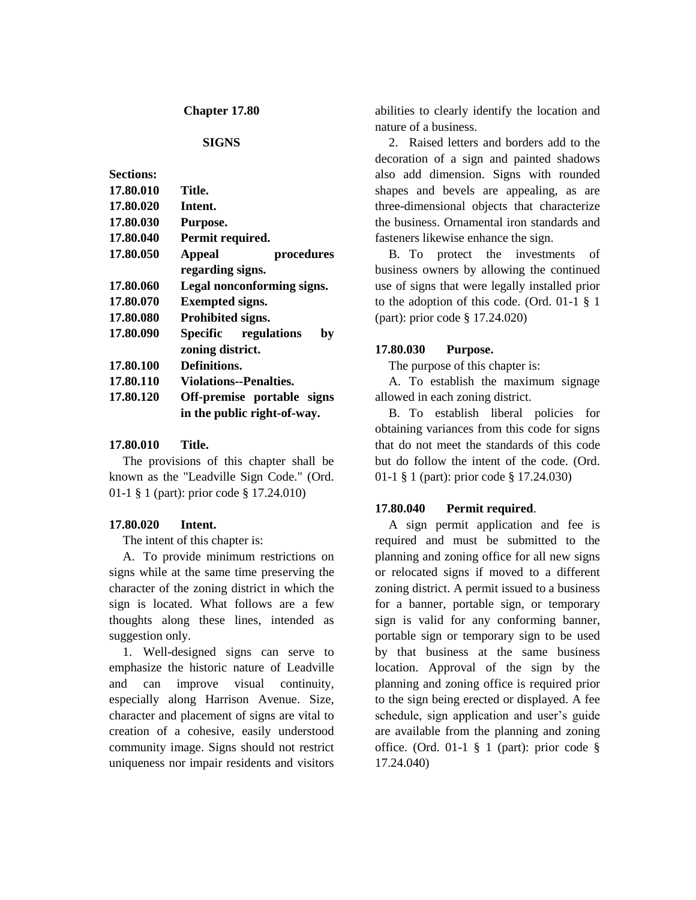# Chapter 17.80

## SIGNS

**Sections:**

| | |
|---|---|
| **17.80.010** | **Title.** |
| **17.80.020** | **Intent.** |
| **17.80.030** | **Purpose.** |
| **17.80.040** | **Permit required.** |
| **17.80.050** | **Appeal procedures regarding signs.** |
| **17.80.060** | **Legal nonconforming signs.** |
| **17.80.070** | **Exempted signs.** |
| **17.80.080** | **Prohibited signs.** |
| **17.80.090** | **Specific regulations by zoning district.** |
| **17.80.100** | **Definitions.** |
| **17.80.110** | **Violations--Penalties.** |
| **17.80.120** | **Off-premise portable signs in the public right-of-way.** |

### 17.80.010 Title.

The provisions of this chapter shall be known as the "Leadville Sign Code." (Ord. 01-1 § 1 (part): prior code § 17.24.010)

### 17.80.020 Intent.

The intent of this chapter is:

A. To provide minimum restrictions on signs while at the same time preserving the character of the zoning district in which the sign is located. What follows are a few thoughts along these lines, intended as suggestion only.

1. Well-designed signs can serve to emphasize the historic nature of Leadville and can improve visual continuity, especially along Harrison Avenue. Size, character and placement of signs are vital to creation of a cohesive, easily understood community image. Signs should not restrict uniqueness nor impair residents and visitors abilities to clearly identify the location and nature of a business.

2. Raised letters and borders add to the decoration of a sign and painted shadows also add dimension. Signs with rounded shapes and bevels are appealing, as are three-dimensional objects that characterize the business. Ornamental iron standards and fasteners likewise enhance the sign.

B. To protect the investments of business owners by allowing the continued use of signs that were legally installed prior to the adoption of this code. (Ord. 01-1 § 1 (part): prior code § 17.24.020)

### 17.80.030 Purpose.

The purpose of this chapter is:

A. To establish the maximum signage allowed in each zoning district.

B. To establish liberal policies for obtaining variances from this code for signs that do not meet the standards of this code but do follow the intent of the code. (Ord. 01-1 § 1 (part): prior code § 17.24.030)

### 17.80.040 Permit required.

A sign permit application and fee is required and must be submitted to the planning and zoning office for all new signs or relocated signs if moved to a different zoning district. A permit issued to a business for a banner, portable sign, or temporary sign is valid for any conforming banner, portable sign or temporary sign to be used by that business at the same business location. Approval of the sign by the planning and zoning office is required prior to the sign being erected or displayed. A fee schedule, sign application and user's guide are available from the planning and zoning office. (Ord. 01-1 § 1 (part): prior code § 17.24.040)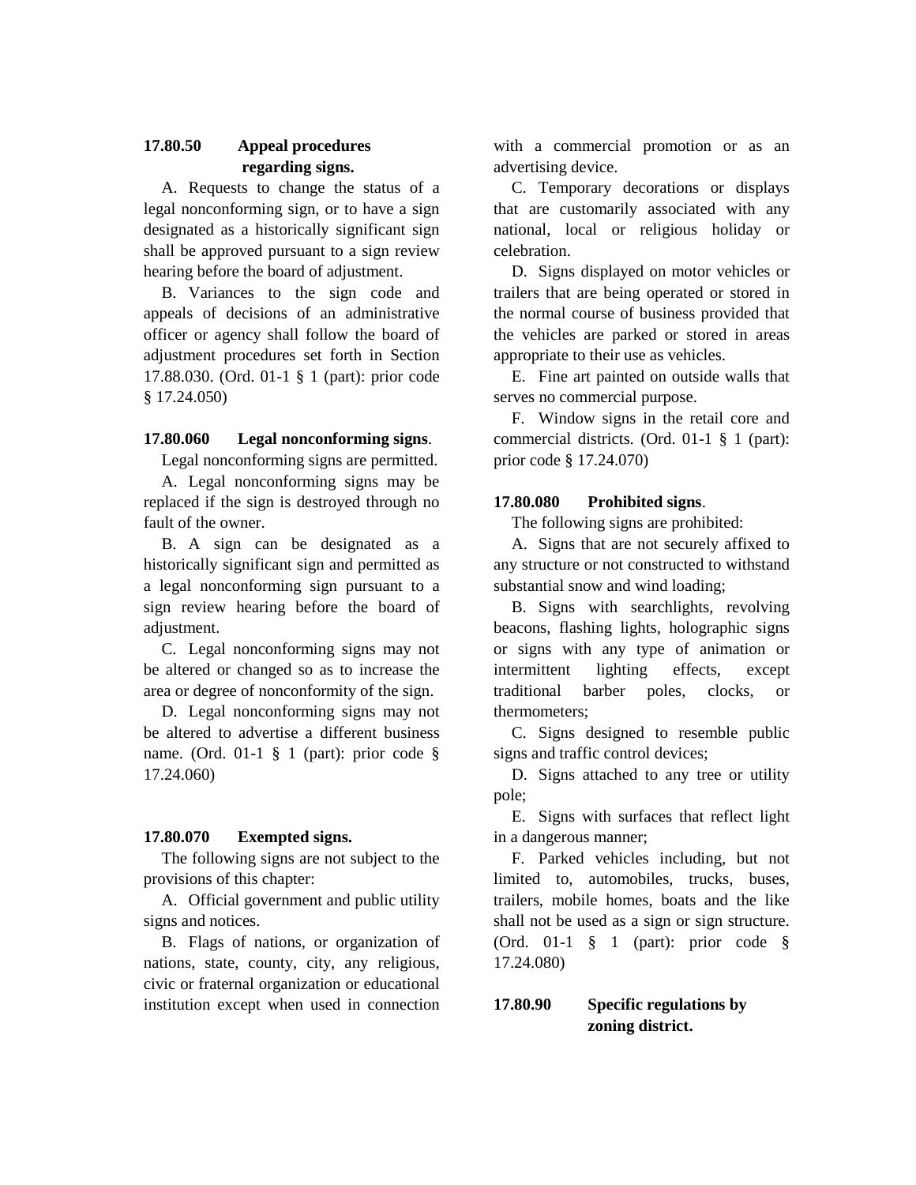### 17.80.50 Appeal procedures regarding signs.

A. Requests to change the status of a legal nonconforming sign, or to have a sign designated as a historically significant sign shall be approved pursuant to a sign review hearing before the board of adjustment.

B. Variances to the sign code and appeals of decisions of an administrative officer or agency shall follow the board of adjustment procedures set forth in Section 17.88.030. (Ord. 01-1 § 1 (part): prior code § 17.24.050)

### 17.80.060 Legal nonconforming signs.

Legal nonconforming signs are permitted.

A. Legal nonconforming signs may be replaced if the sign is destroyed through no fault of the owner.

B. A sign can be designated as a historically significant sign and permitted as a legal nonconforming sign pursuant to a sign review hearing before the board of adjustment.

C. Legal nonconforming signs may not be altered or changed so as to increase the area or degree of nonconformity of the sign.

D. Legal nonconforming signs may not be altered to advertise a different business name. (Ord. 01-1 § 1 (part): prior code § 17.24.060)

### 17.80.070 Exempted signs.

The following signs are not subject to the provisions of this chapter:

A. Official government and public utility signs and notices.

B. Flags of nations, or organization of nations, state, county, city, any religious, civic or fraternal organization or educational institution except when used in connection with a commercial promotion or as an advertising device.

C. Temporary decorations or displays that are customarily associated with any national, local or religious holiday or celebration.

D. Signs displayed on motor vehicles or trailers that are being operated or stored in the normal course of business provided that the vehicles are parked or stored in areas appropriate to their use as vehicles.

E. Fine art painted on outside walls that serves no commercial purpose.

F. Window signs in the retail core and commercial districts. (Ord. 01-1 § 1 (part): prior code § 17.24.070)

### 17.80.080 Prohibited signs.

The following signs are prohibited:

A. Signs that are not securely affixed to any structure or not constructed to withstand substantial snow and wind loading;

B. Signs with searchlights, revolving beacons, flashing lights, holographic signs or signs with any type of animation or intermittent lighting effects, except traditional barber poles, clocks, or thermometers;

C. Signs designed to resemble public signs and traffic control devices;

D. Signs attached to any tree or utility pole;

E. Signs with surfaces that reflect light in a dangerous manner;

F. Parked vehicles including, but not limited to, automobiles, trucks, buses, trailers, mobile homes, boats and the like shall not be used as a sign or sign structure. (Ord. 01-1 § 1 (part): prior code § 17.24.080)

### 17.80.90 Specific regulations by zoning district.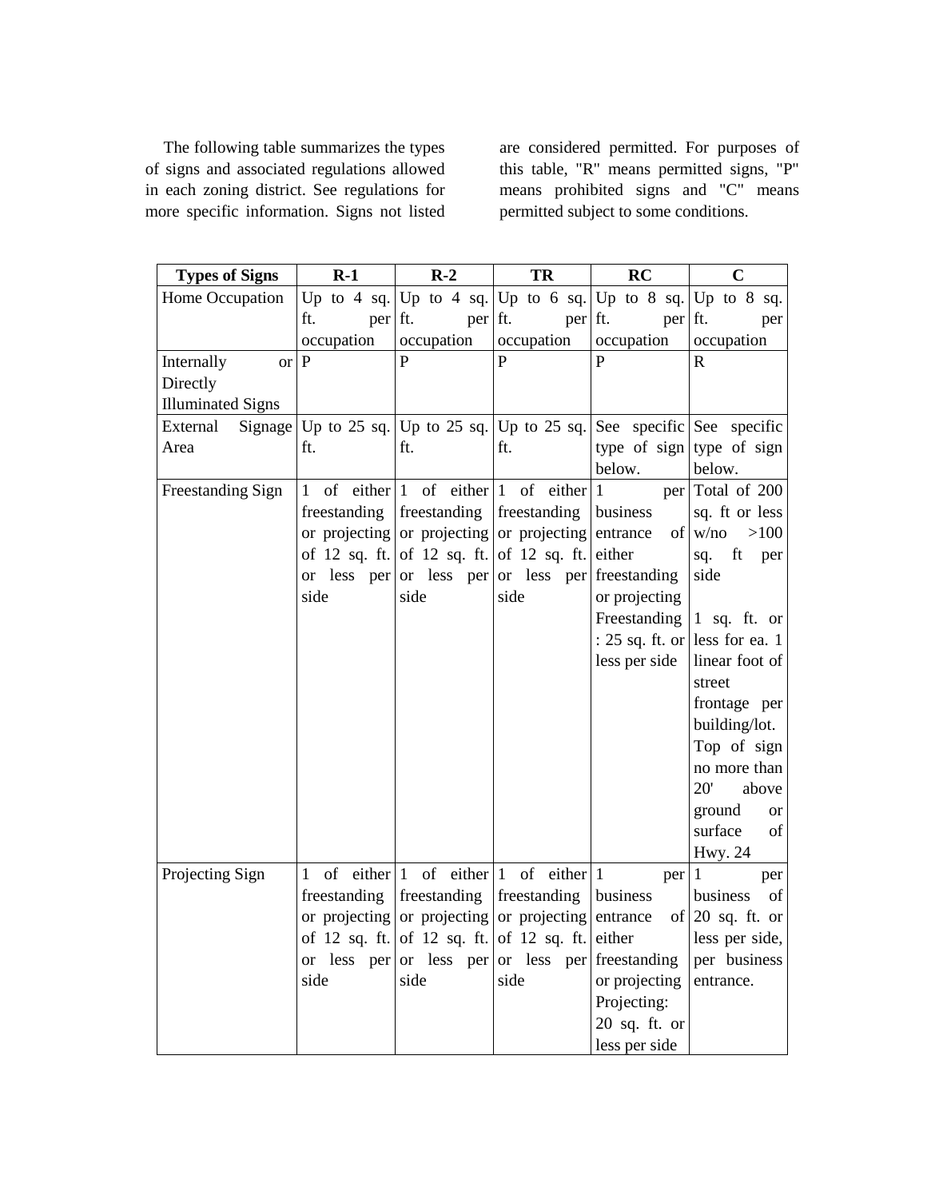The following table summarizes the types of signs and associated regulations allowed in each zoning district. See regulations for more specific information. Signs not listed are considered permitted. For purposes of this table, "R" means permitted signs, "P" means prohibited signs and "C" means permitted subject to some conditions.

| Types of Signs | R-1 | R-2 | TR | RC | C |
|---|---|---|---|---|---|
| Home Occupation | Up to 4 sq. ft. per occupation | Up to 4 sq. ft. per occupation | Up to 6 sq. ft. per occupation | Up to 8 sq. ft. per occupation | Up to 8 sq. ft. per occupation |
| Internally or Directly Illuminated Signs | P | P | P | P | R |
| External Signage Area | Up to 25 sq. ft. | Up to 25 sq. ft. | Up to 25 sq. ft. | See specific type of sign below. | See specific type of sign below. |
| Freestanding Sign | 1 of either freestanding or projecting of 12 sq. ft. or less per side | 1 of either freestanding or projecting of 12 sq. ft. or less per side | 1 of either freestanding or projecting of 12 sq. ft. or less per side | 1 per business entrance of either freestanding or projecting Freestanding : 25 sq. ft. or less per side | Total of 200 sq. ft or less w/no >100 sq. ft per side<br><br>1 sq. ft. or less for ea. 1 linear foot of street frontage per building/lot. Top of sign no more than 20' above ground or surface of Hwy. 24 |
| Projecting Sign | 1 of either freestanding or projecting of 12 sq. ft. or less per side | 1 of either freestanding or projecting of 12 sq. ft. or less per side | 1 of either freestanding or projecting of 12 sq. ft. or less per side | 1 per business entrance of either freestanding or projecting Projecting: 20 sq. ft. or less per side | 1 per business of 20 sq. ft. or less per side, per business entrance. |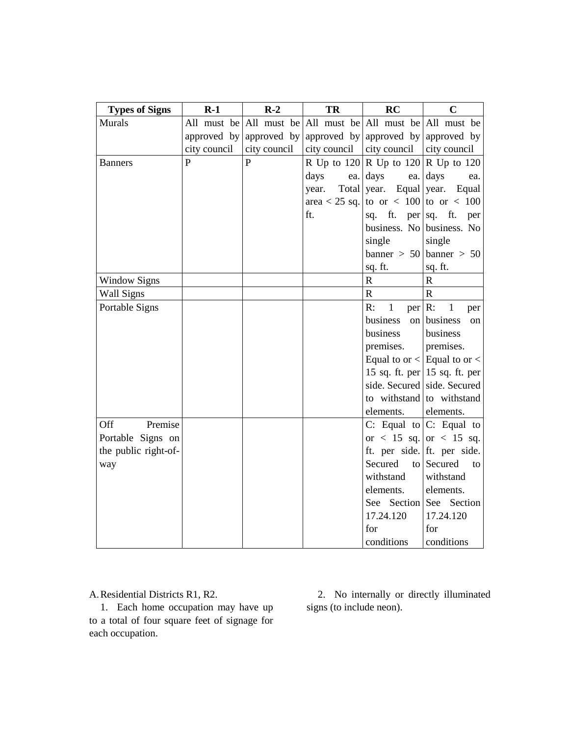| Types of Signs | R-1 | R-2 | TR | RC | C |
|---|---|---|---|---|---|
| Murals | All must be approved by city council | All must be approved by city council | All must be approved by city council | All must be approved by city council | All must be approved by city council |
| Banners | P | P | R Up to 120 days ea. year. Total area < 25 sq. ft. | R Up to 120 days ea. year. Equal to or < 100 sq. ft. per business. No single banner > 50 sq. ft. | R Up to 120 days ea. year. Equal to or < 100 sq. ft. per business. No single banner > 50 sq. ft. |
| Window Signs | | | | R | R |
| Wall Signs | | | | R | R |
| Portable Signs | | | | R: 1 per business on business premises. Equal to or < 15 sq. ft. per side. Secured to withstand elements. | R: 1 per business on business premises. Equal to or < 15 sq. ft. per side. Secured to withstand elements. |
| Off Premise Portable Signs on the public right-of-way | | | | C: Equal to or < 15 sq. ft. per side. Secured to withstand elements. See Section 17.24.120 for conditions | C: Equal to or < 15 sq. ft. per side. Secured to withstand elements. See Section 17.24.120 for conditions |

A. Residential Districts R1, R2.

1. Each home occupation may have up to a total of four square feet of signage for each occupation.

2. No internally or directly illuminated signs (to include neon).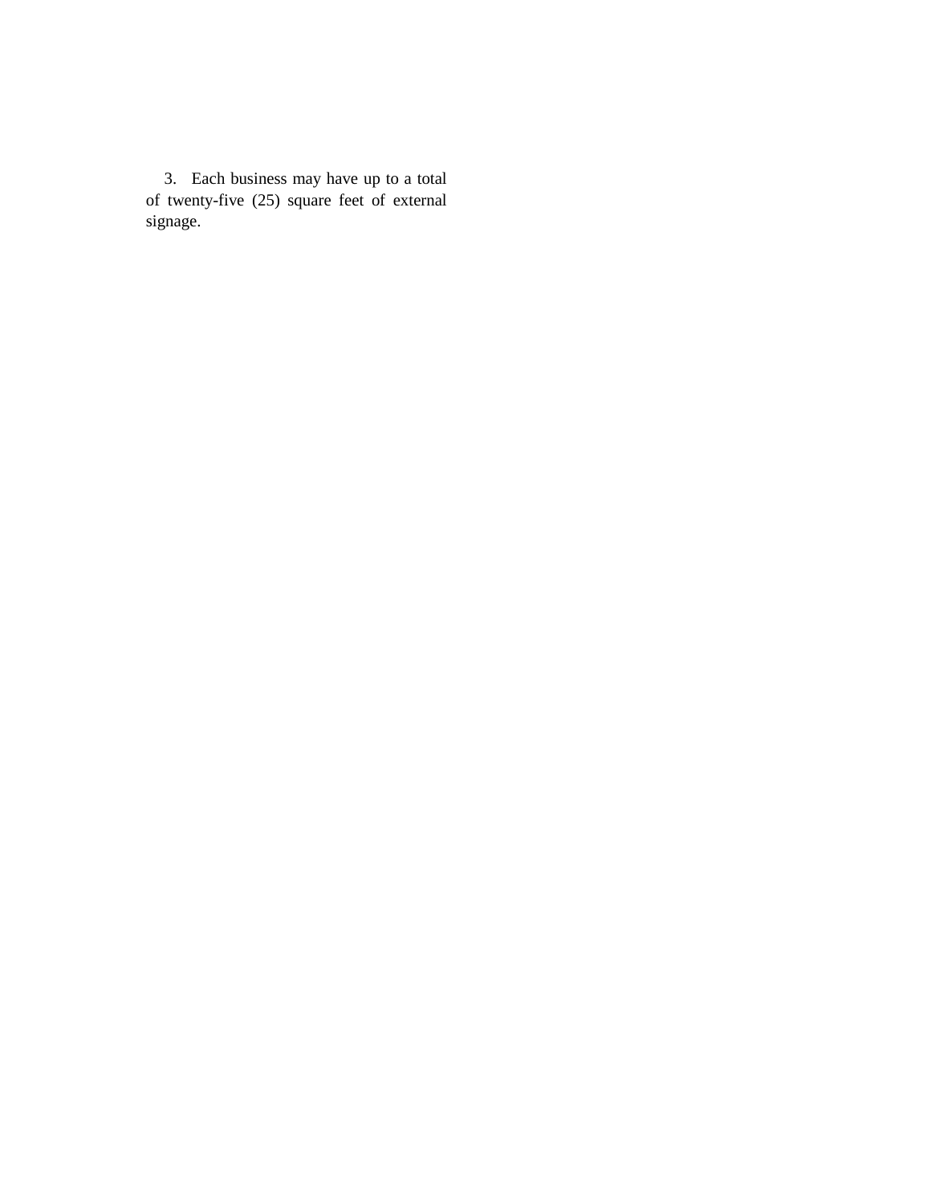3. Each business may have up to a total of twenty-five (25) square feet of external signage.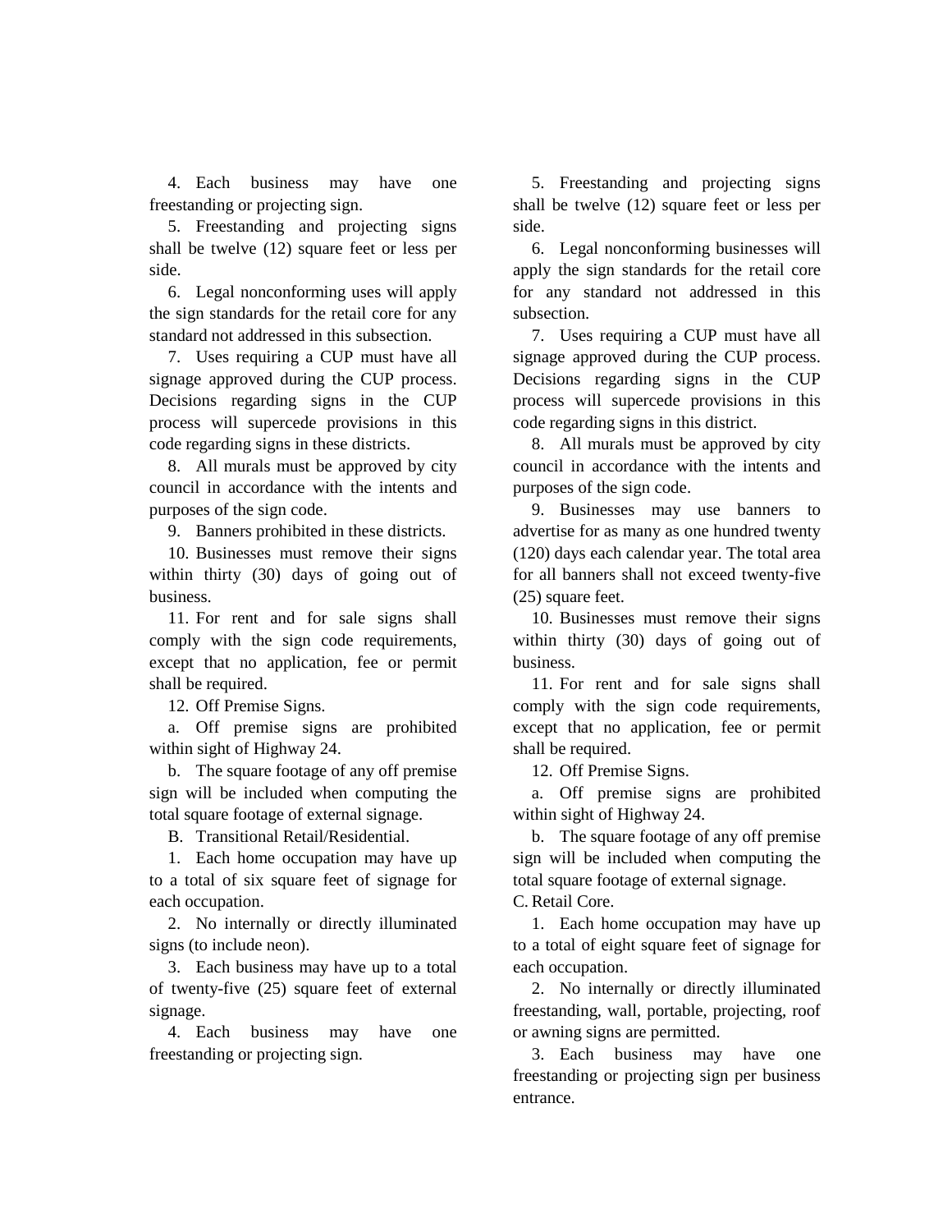4. Each business may have one freestanding or projecting sign.

5. Freestanding and projecting signs shall be twelve (12) square feet or less per side.

6. Legal nonconforming uses will apply the sign standards for the retail core for any standard not addressed in this subsection.

7. Uses requiring a CUP must have all signage approved during the CUP process. Decisions regarding signs in the CUP process will supercede provisions in this code regarding signs in these districts.

8. All murals must be approved by city council in accordance with the intents and purposes of the sign code.

9. Banners prohibited in these districts.

10. Businesses must remove their signs within thirty (30) days of going out of business.

11. For rent and for sale signs shall comply with the sign code requirements, except that no application, fee or permit shall be required.

12. Off Premise Signs.

a. Off premise signs are prohibited within sight of Highway 24.

b. The square footage of any off premise sign will be included when computing the total square footage of external signage.

B. Transitional Retail/Residential.

1. Each home occupation may have up to a total of six square feet of signage for each occupation.

2. No internally or directly illuminated signs (to include neon).

3. Each business may have up to a total of twenty-five (25) square feet of external signage.

4. Each business may have one freestanding or projecting sign.

5. Freestanding and projecting signs shall be twelve (12) square feet or less per side.

6. Legal nonconforming businesses will apply the sign standards for the retail core for any standard not addressed in this subsection.

7. Uses requiring a CUP must have all signage approved during the CUP process. Decisions regarding signs in the CUP process will supercede provisions in this code regarding signs in this district.

8. All murals must be approved by city council in accordance with the intents and purposes of the sign code.

9. Businesses may use banners to advertise for as many as one hundred twenty (120) days each calendar year. The total area for all banners shall not exceed twenty-five (25) square feet.

10. Businesses must remove their signs within thirty (30) days of going out of business.

11. For rent and for sale signs shall comply with the sign code requirements, except that no application, fee or permit shall be required.

12. Off Premise Signs.

a. Off premise signs are prohibited within sight of Highway 24.

b. The square footage of any off premise sign will be included when computing the total square footage of external signage.

C. Retail Core.

1. Each home occupation may have up to a total of eight square feet of signage for each occupation.

2. No internally or directly illuminated freestanding, wall, portable, projecting, roof or awning signs are permitted.

3. Each business may have one freestanding or projecting sign per business entrance.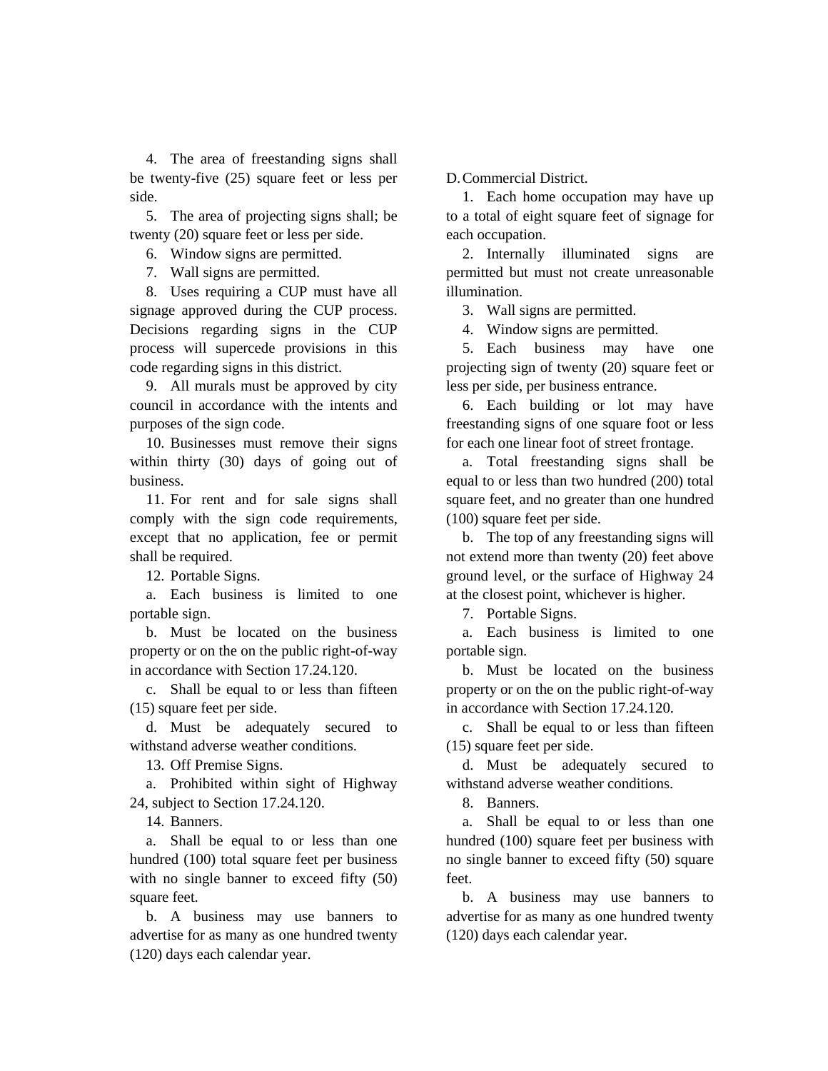4. The area of freestanding signs shall be twenty-five (25) square feet or less per side.

5. The area of projecting signs shall; be twenty (20) square feet or less per side.

6. Window signs are permitted.

7. Wall signs are permitted.

8. Uses requiring a CUP must have all signage approved during the CUP process. Decisions regarding signs in the CUP process will supercede provisions in this code regarding signs in this district.

9. All murals must be approved by city council in accordance with the intents and purposes of the sign code.

10. Businesses must remove their signs within thirty (30) days of going out of business.

11. For rent and for sale signs shall comply with the sign code requirements, except that no application, fee or permit shall be required.

12. Portable Signs.

a. Each business is limited to one portable sign.

b. Must be located on the business property or on the on the public right-of-way in accordance with Section 17.24.120.

c. Shall be equal to or less than fifteen (15) square feet per side.

d. Must be adequately secured to withstand adverse weather conditions.

13. Off Premise Signs.

a. Prohibited within sight of Highway 24, subject to Section 17.24.120.

14. Banners.

a. Shall be equal to or less than one hundred (100) total square feet per business with no single banner to exceed fifty (50) square feet.

b. A business may use banners to advertise for as many as one hundred twenty (120) days each calendar year.

D. Commercial District.

1. Each home occupation may have up to a total of eight square feet of signage for each occupation.

2. Internally illuminated signs are permitted but must not create unreasonable illumination.

3. Wall signs are permitted.

4. Window signs are permitted.

5. Each business may have one projecting sign of twenty (20) square feet or less per side, per business entrance.

6. Each building or lot may have freestanding signs of one square foot or less for each one linear foot of street frontage.

a. Total freestanding signs shall be equal to or less than two hundred (200) total square feet, and no greater than one hundred (100) square feet per side.

b. The top of any freestanding signs will not extend more than twenty (20) feet above ground level, or the surface of Highway 24 at the closest point, whichever is higher.

7. Portable Signs.

a. Each business is limited to one portable sign.

b. Must be located on the business property or on the on the public right-of-way in accordance with Section 17.24.120.

c. Shall be equal to or less than fifteen (15) square feet per side.

d. Must be adequately secured to withstand adverse weather conditions.

8. Banners.

a. Shall be equal to or less than one hundred (100) square feet per business with no single banner to exceed fifty (50) square feet.

b. A business may use banners to advertise for as many as one hundred twenty (120) days each calendar year.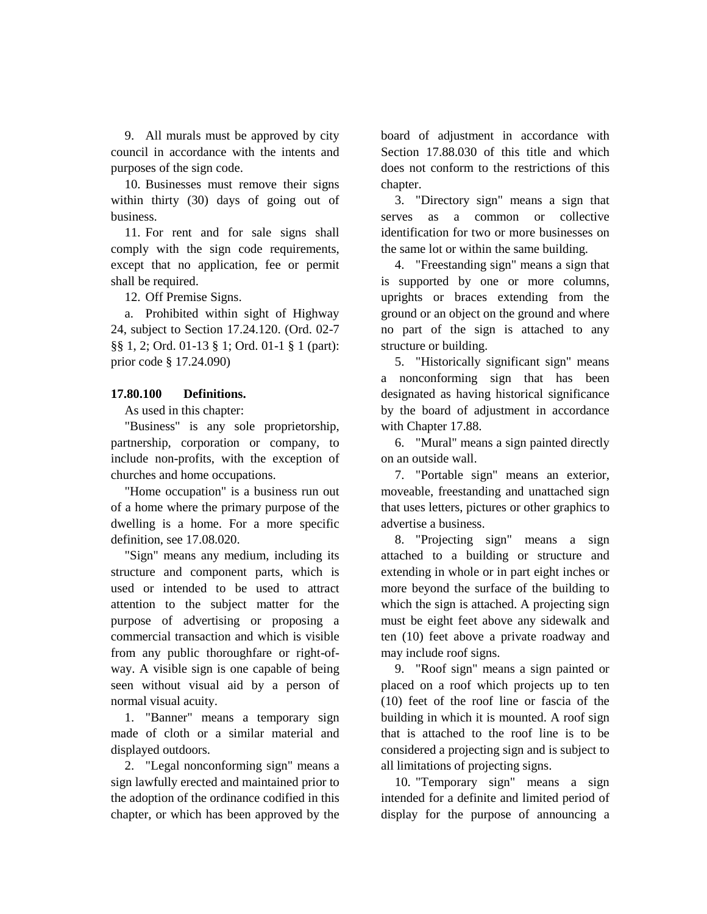9. All murals must be approved by city council in accordance with the intents and purposes of the sign code.

10. Businesses must remove their signs within thirty (30) days of going out of business.

11. For rent and for sale signs shall comply with the sign code requirements, except that no application, fee or permit shall be required.

12. Off Premise Signs.

a. Prohibited within sight of Highway 24, subject to Section 17.24.120. (Ord. 02-7 §§ 1, 2; Ord. 01-13 § 1; Ord. 01-1 § 1 (part): prior code § 17.24.090)

**17.80.100 Definitions.**

As used in this chapter:

"Business" is any sole proprietorship, partnership, corporation or company, to include non-profits, with the exception of churches and home occupations.

"Home occupation" is a business run out of a home where the primary purpose of the dwelling is a home. For a more specific definition, see 17.08.020.

"Sign" means any medium, including its structure and component parts, which is used or intended to be used to attract attention to the subject matter for the purpose of advertising or proposing a commercial transaction and which is visible from any public thoroughfare or right-of-way. A visible sign is one capable of being seen without visual aid by a person of normal visual acuity.

1. "Banner" means a temporary sign made of cloth or a similar material and displayed outdoors.

2. "Legal nonconforming sign" means a sign lawfully erected and maintained prior to the adoption of the ordinance codified in this chapter, or which has been approved by the board of adjustment in accordance with Section 17.88.030 of this title and which does not conform to the restrictions of this chapter.

3. "Directory sign" means a sign that serves as a common or collective identification for two or more businesses on the same lot or within the same building.

4. "Freestanding sign" means a sign that is supported by one or more columns, uprights or braces extending from the ground or an object on the ground and where no part of the sign is attached to any structure or building.

5. "Historically significant sign" means a nonconforming sign that has been designated as having historical significance by the board of adjustment in accordance with Chapter 17.88.

6. "Mural" means a sign painted directly on an outside wall.

7. "Portable sign" means an exterior, moveable, freestanding and unattached sign that uses letters, pictures or other graphics to advertise a business.

8. "Projecting sign" means a sign attached to a building or structure and extending in whole or in part eight inches or more beyond the surface of the building to which the sign is attached. A projecting sign must be eight feet above any sidewalk and ten (10) feet above a private roadway and may include roof signs.

9. "Roof sign" means a sign painted or placed on a roof which projects up to ten (10) feet of the roof line or fascia of the building in which it is mounted. A roof sign that is attached to the roof line is to be considered a projecting sign and is subject to all limitations of projecting signs.

10. "Temporary sign" means a sign intended for a definite and limited period of display for the purpose of announcing a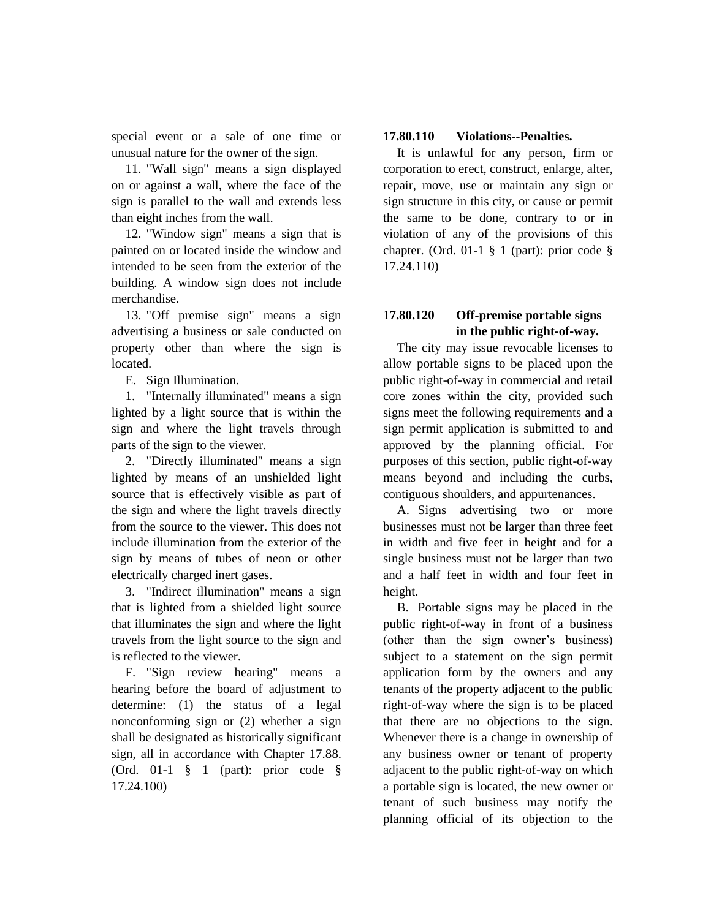special event or a sale of one time or unusual nature for the owner of the sign.

11. "Wall sign" means a sign displayed on or against a wall, where the face of the sign is parallel to the wall and extends less than eight inches from the wall.

12. "Window sign" means a sign that is painted on or located inside the window and intended to be seen from the exterior of the building. A window sign does not include merchandise.

13. "Off premise sign" means a sign advertising a business or sale conducted on property other than where the sign is located.

E. Sign Illumination.

1. "Internally illuminated" means a sign lighted by a light source that is within the sign and where the light travels through parts of the sign to the viewer.

2. "Directly illuminated" means a sign lighted by means of an unshielded light source that is effectively visible as part of the sign and where the light travels directly from the source to the viewer. This does not include illumination from the exterior of the sign by means of tubes of neon or other electrically charged inert gases.

3. "Indirect illumination" means a sign that is lighted from a shielded light source that illuminates the sign and where the light travels from the light source to the sign and is reflected to the viewer.

F. "Sign review hearing" means a hearing before the board of adjustment to determine: (1) the status of a legal nonconforming sign or (2) whether a sign shall be designated as historically significant sign, all in accordance with Chapter 17.88. (Ord. 01-1 § 1 (part): prior code § 17.24.100)

**17.80.110 Violations--Penalties.**

It is unlawful for any person, firm or corporation to erect, construct, enlarge, alter, repair, move, use or maintain any sign or sign structure in this city, or cause or permit the same to be done, contrary to or in violation of any of the provisions of this chapter. (Ord. 01-1 § 1 (part): prior code § 17.24.110)

**17.80.120 Off-premise portable signs in the public right-of-way.**

The city may issue revocable licenses to allow portable signs to be placed upon the public right-of-way in commercial and retail core zones within the city, provided such signs meet the following requirements and a sign permit application is submitted to and approved by the planning official. For purposes of this section, public right-of-way means beyond and including the curbs, contiguous shoulders, and appurtenances.

A. Signs advertising two or more businesses must not be larger than three feet in width and five feet in height and for a single business must not be larger than two and a half feet in width and four feet in height.

B. Portable signs may be placed in the public right-of-way in front of a business (other than the sign owner's business) subject to a statement on the sign permit application form by the owners and any tenants of the property adjacent to the public right-of-way where the sign is to be placed that there are no objections to the sign. Whenever there is a change in ownership of any business owner or tenant of property adjacent to the public right-of-way on which a portable sign is located, the new owner or tenant of such business may notify the planning official of its objection to the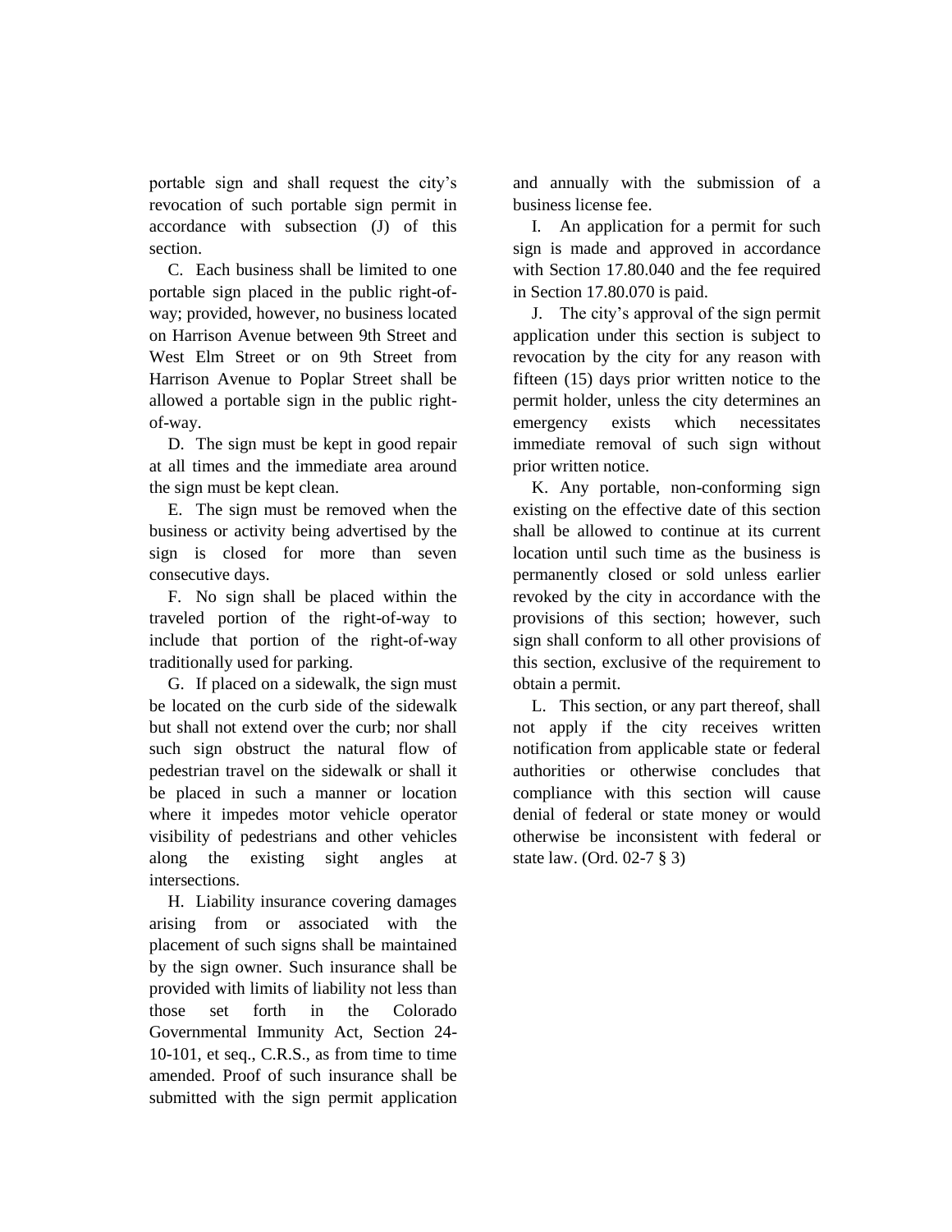portable sign and shall request the city's revocation of such portable sign permit in accordance with subsection (J) of this section.

C. Each business shall be limited to one portable sign placed in the public right-of-way; provided, however, no business located on Harrison Avenue between 9th Street and West Elm Street or on 9th Street from Harrison Avenue to Poplar Street shall be allowed a portable sign in the public right-of-way.

D. The sign must be kept in good repair at all times and the immediate area around the sign must be kept clean.

E. The sign must be removed when the business or activity being advertised by the sign is closed for more than seven consecutive days.

F. No sign shall be placed within the traveled portion of the right-of-way to include that portion of the right-of-way traditionally used for parking.

G. If placed on a sidewalk, the sign must be located on the curb side of the sidewalk but shall not extend over the curb; nor shall such sign obstruct the natural flow of pedestrian travel on the sidewalk or shall it be placed in such a manner or location where it impedes motor vehicle operator visibility of pedestrians and other vehicles along the existing sight angles at intersections.

H. Liability insurance covering damages arising from or associated with the placement of such signs shall be maintained by the sign owner. Such insurance shall be provided with limits of liability not less than those set forth in the Colorado Governmental Immunity Act, Section 24-10-101, et seq., C.R.S., as from time to time amended. Proof of such insurance shall be submitted with the sign permit application and annually with the submission of a business license fee.

I. An application for a permit for such sign is made and approved in accordance with Section 17.80.040 and the fee required in Section 17.80.070 is paid.

J. The city's approval of the sign permit application under this section is subject to revocation by the city for any reason with fifteen (15) days prior written notice to the permit holder, unless the city determines an emergency exists which necessitates immediate removal of such sign without prior written notice.

K. Any portable, non-conforming sign existing on the effective date of this section shall be allowed to continue at its current location until such time as the business is permanently closed or sold unless earlier revoked by the city in accordance with the provisions of this section; however, such sign shall conform to all other provisions of this section, exclusive of the requirement to obtain a permit.

L. This section, or any part thereof, shall not apply if the city receives written notification from applicable state or federal authorities or otherwise concludes that compliance with this section will cause denial of federal or state money or would otherwise be inconsistent with federal or state law. (Ord. 02-7 § 3)